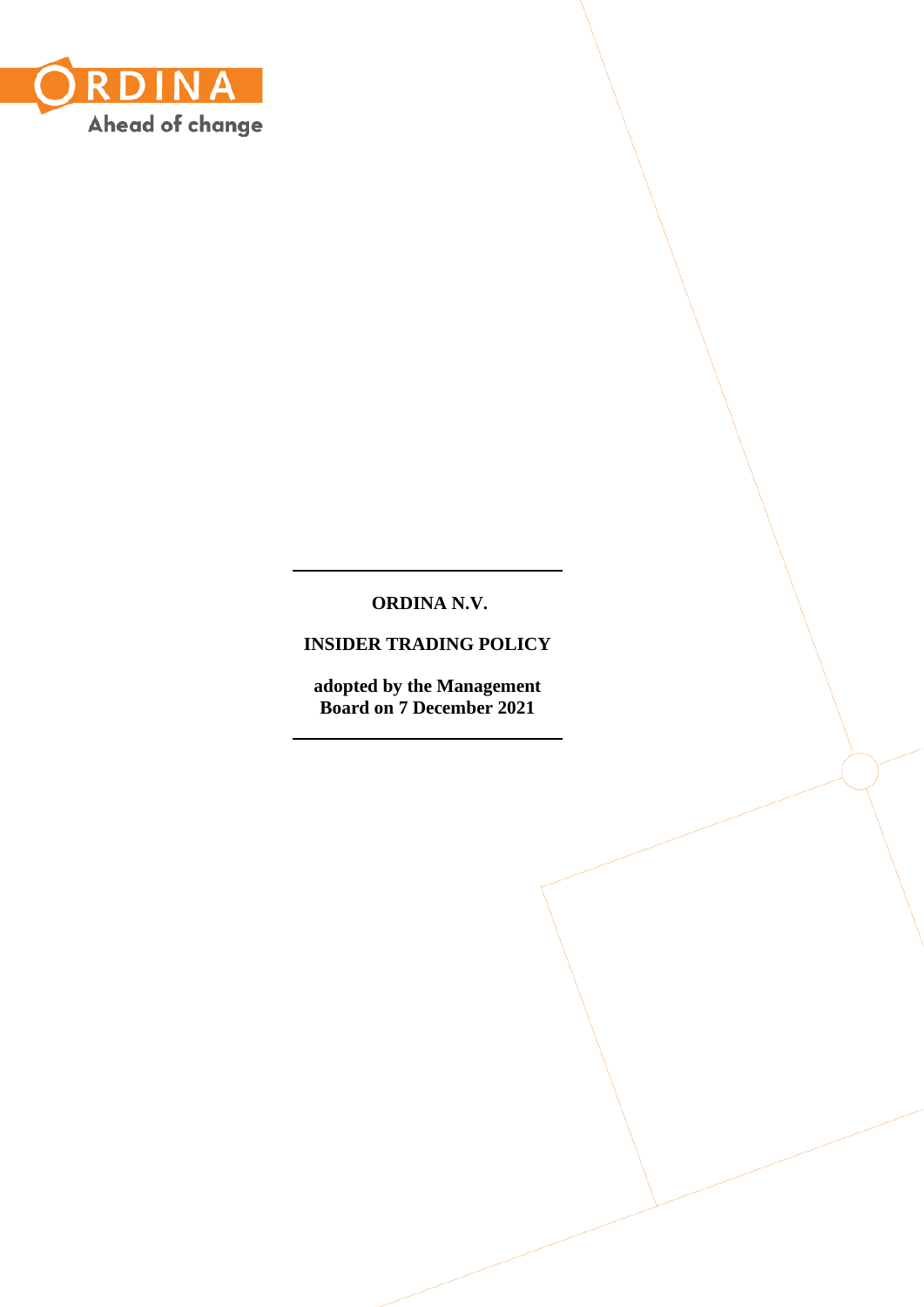**ORDINA N.V.**

**INSIDER TRADING POLICY**

**adopted by the Management Board on 7 December 2021**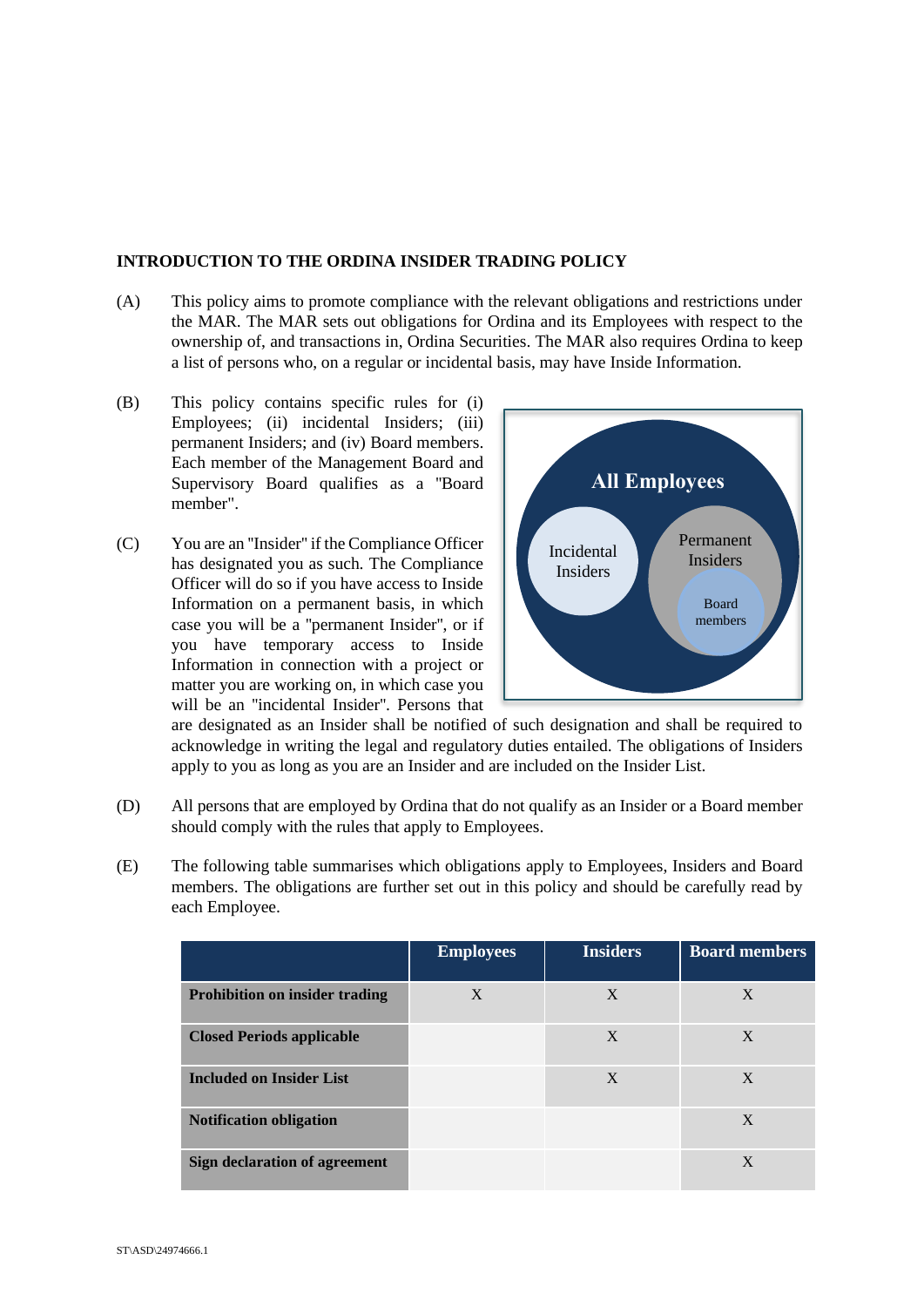**INTRODUCTION TO THE ORDINA INSIDER TRADING POLICY**

(A) This policy aims to promote compliance with the relevant obligations and restrictions under the MAR. The MAR sets out obligations for Ordina and its Employees with respect to the ownership of, and transactions in, Ordina Securities. The MAR also requires Ordina to keep a list of persons who, on a regular or incidental basis, may have Inside Information.

(B) This policy contains specific rules for (i) Employees; (ii) incidental Insiders; (iii) permanent Insiders; and (iv) Board members. Each member of the Management Board and Supervisory Board qualifies as a "Board member".

(C) You are an "Insider" if the Compliance Officer has designated you as such. The Compliance Officer will do so if you have access to Inside Information on a permanent basis, in which case you will be a "permanent Insider", or if you have temporary access to Inside Information in connection with a project or matter you are working on, in which case you will be an "incidental Insider". Persons that are designated as an Insider shall be notified of such designation and shall be required to acknowledge in writing the legal and regulatory duties entailed. The obligations of Insiders apply to you as long as you are an Insider and are included on the Insider List.

(D) All persons that are employed by Ordina that do not qualify as an Insider or a Board member should comply with the rules that apply to Employees.

(E) The following table summarises which obligations apply to Employees, Insiders and Board members. The obligations are further set out in this policy and should be carefully read by each Employee.

| | Employees | Insiders | Board members |
|---|---|---|---|
| **Prohibition on insider trading** | X | X | X |
| **Closed Periods applicable** | | X | X |
| **Included on Insider List** | | X | X |
| **Notification obligation** | | | X |
| **Sign declaration of agreement** | | | X |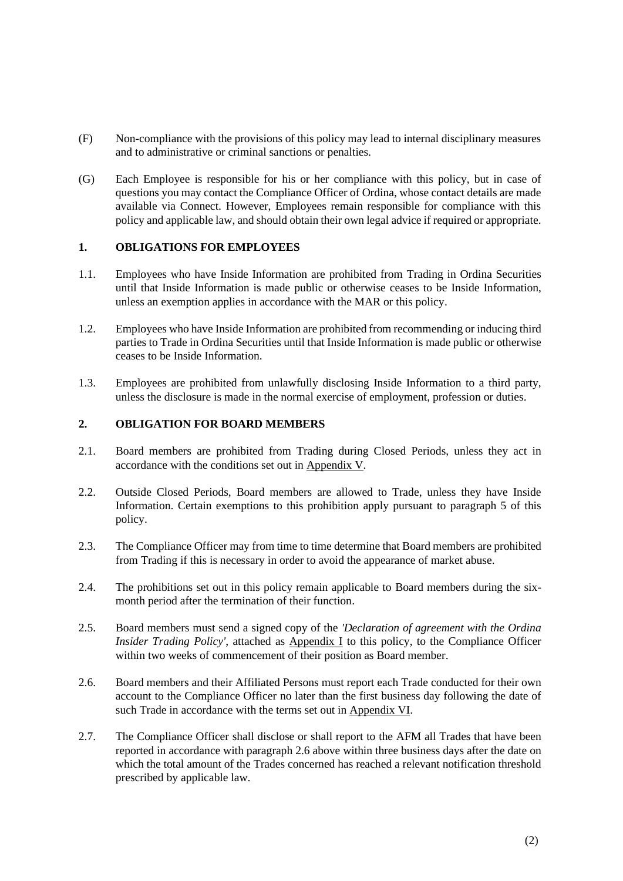(F) Non-compliance with the provisions of this policy may lead to internal disciplinary measures and to administrative or criminal sanctions or penalties.

(G) Each Employee is responsible for his or her compliance with this policy, but in case of questions you may contact the Compliance Officer of Ordina, whose contact details are made available via Connect. However, Employees remain responsible for compliance with this policy and applicable law, and should obtain their own legal advice if required or appropriate.

## 1. OBLIGATIONS FOR EMPLOYEES

1.1. Employees who have Inside Information are prohibited from Trading in Ordina Securities until that Inside Information is made public or otherwise ceases to be Inside Information, unless an exemption applies in accordance with the MAR or this policy.

1.2. Employees who have Inside Information are prohibited from recommending or inducing third parties to Trade in Ordina Securities until that Inside Information is made public or otherwise ceases to be Inside Information.

1.3. Employees are prohibited from unlawfully disclosing Inside Information to a third party, unless the disclosure is made in the normal exercise of employment, profession or duties.

## 2. OBLIGATION FOR BOARD MEMBERS

2.1. Board members are prohibited from Trading during Closed Periods, unless they act in accordance with the conditions set out in Appendix V.

2.2. Outside Closed Periods, Board members are allowed to Trade, unless they have Inside Information. Certain exemptions to this prohibition apply pursuant to paragraph 5 of this policy.

2.3. The Compliance Officer may from time to time determine that Board members are prohibited from Trading if this is necessary in order to avoid the appearance of market abuse.

2.4. The prohibitions set out in this policy remain applicable to Board members during the six-month period after the termination of their function.

2.5. Board members must send a signed copy of the *'Declaration of agreement with the Ordina Insider Trading Policy'*, attached as Appendix I to this policy, to the Compliance Officer within two weeks of commencement of their position as Board member.

2.6. Board members and their Affiliated Persons must report each Trade conducted for their own account to the Compliance Officer no later than the first business day following the date of such Trade in accordance with the terms set out in Appendix VI.

2.7. The Compliance Officer shall disclose or shall report to the AFM all Trades that have been reported in accordance with paragraph 2.6 above within three business days after the date on which the total amount of the Trades concerned has reached a relevant notification threshold prescribed by applicable law.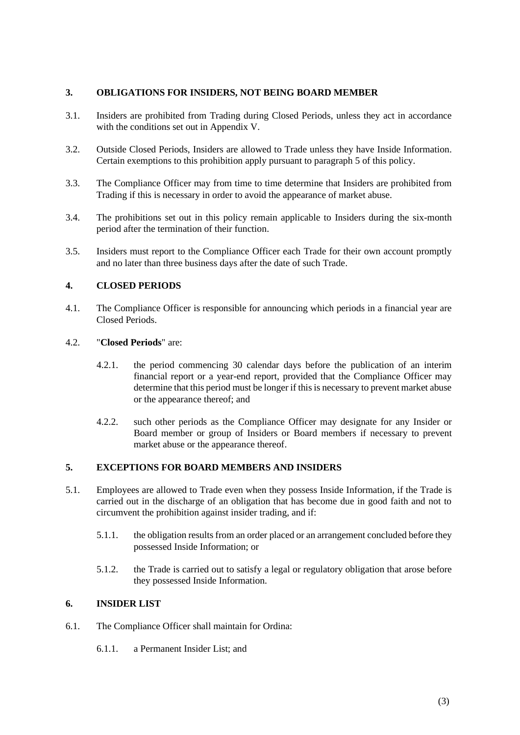## 3. OBLIGATIONS FOR INSIDERS, NOT BEING BOARD MEMBER

3.1. Insiders are prohibited from Trading during Closed Periods, unless they act in accordance with the conditions set out in Appendix V.

3.2. Outside Closed Periods, Insiders are allowed to Trade unless they have Inside Information. Certain exemptions to this prohibition apply pursuant to paragraph 5 of this policy.

3.3. The Compliance Officer may from time to time determine that Insiders are prohibited from Trading if this is necessary in order to avoid the appearance of market abuse.

3.4. The prohibitions set out in this policy remain applicable to Insiders during the six-month period after the termination of their function.

3.5. Insiders must report to the Compliance Officer each Trade for their own account promptly and no later than three business days after the date of such Trade.

## 4. CLOSED PERIODS

4.1. The Compliance Officer is responsible for announcing which periods in a financial year are Closed Periods.

4.2. "**Closed Periods**" are:

4.2.1. the period commencing 30 calendar days before the publication of an interim financial report or a year-end report, provided that the Compliance Officer may determine that this period must be longer if this is necessary to prevent market abuse or the appearance thereof; and

4.2.2. such other periods as the Compliance Officer may designate for any Insider or Board member or group of Insiders or Board members if necessary to prevent market abuse or the appearance thereof.

## 5. EXCEPTIONS FOR BOARD MEMBERS AND INSIDERS

5.1. Employees are allowed to Trade even when they possess Inside Information, if the Trade is carried out in the discharge of an obligation that has become due in good faith and not to circumvent the prohibition against insider trading, and if:

5.1.1. the obligation results from an order placed or an arrangement concluded before they possessed Inside Information; or

5.1.2. the Trade is carried out to satisfy a legal or regulatory obligation that arose before they possessed Inside Information.

## 6. INSIDER LIST

6.1. The Compliance Officer shall maintain for Ordina:

6.1.1. a Permanent Insider List; and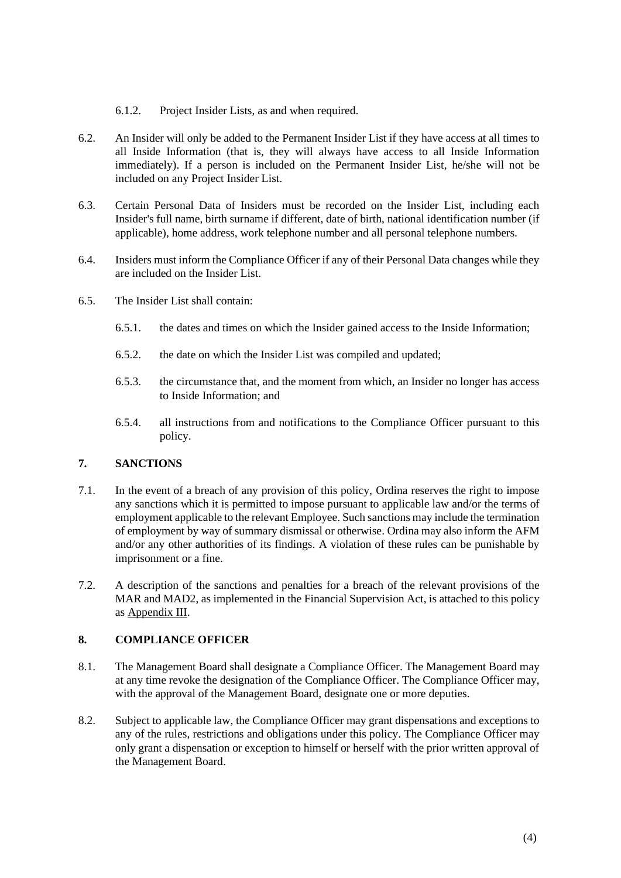6.1.2. Project Insider Lists, as and when required.

6.2. An Insider will only be added to the Permanent Insider List if they have access at all times to all Inside Information (that is, they will always have access to all Inside Information immediately). If a person is included on the Permanent Insider List, he/she will not be included on any Project Insider List.

6.3. Certain Personal Data of Insiders must be recorded on the Insider List, including each Insider's full name, birth surname if different, date of birth, national identification number (if applicable), home address, work telephone number and all personal telephone numbers.

6.4. Insiders must inform the Compliance Officer if any of their Personal Data changes while they are included on the Insider List.

6.5. The Insider List shall contain:

6.5.1. the dates and times on which the Insider gained access to the Inside Information;

6.5.2. the date on which the Insider List was compiled and updated;

6.5.3. the circumstance that, and the moment from which, an Insider no longer has access to Inside Information; and

6.5.4. all instructions from and notifications to the Compliance Officer pursuant to this policy.

## 7. SANCTIONS

7.1. In the event of a breach of any provision of this policy, Ordina reserves the right to impose any sanctions which it is permitted to impose pursuant to applicable law and/or the terms of employment applicable to the relevant Employee. Such sanctions may include the termination of employment by way of summary dismissal or otherwise. Ordina may also inform the AFM and/or any other authorities of its findings. A violation of these rules can be punishable by imprisonment or a fine.

7.2. A description of the sanctions and penalties for a breach of the relevant provisions of the MAR and MAD2, as implemented in the Financial Supervision Act, is attached to this policy as Appendix III.

## 8. COMPLIANCE OFFICER

8.1. The Management Board shall designate a Compliance Officer. The Management Board may at any time revoke the designation of the Compliance Officer. The Compliance Officer may, with the approval of the Management Board, designate one or more deputies.

8.2. Subject to applicable law, the Compliance Officer may grant dispensations and exceptions to any of the rules, restrictions and obligations under this policy. The Compliance Officer may only grant a dispensation or exception to himself or herself with the prior written approval of the Management Board.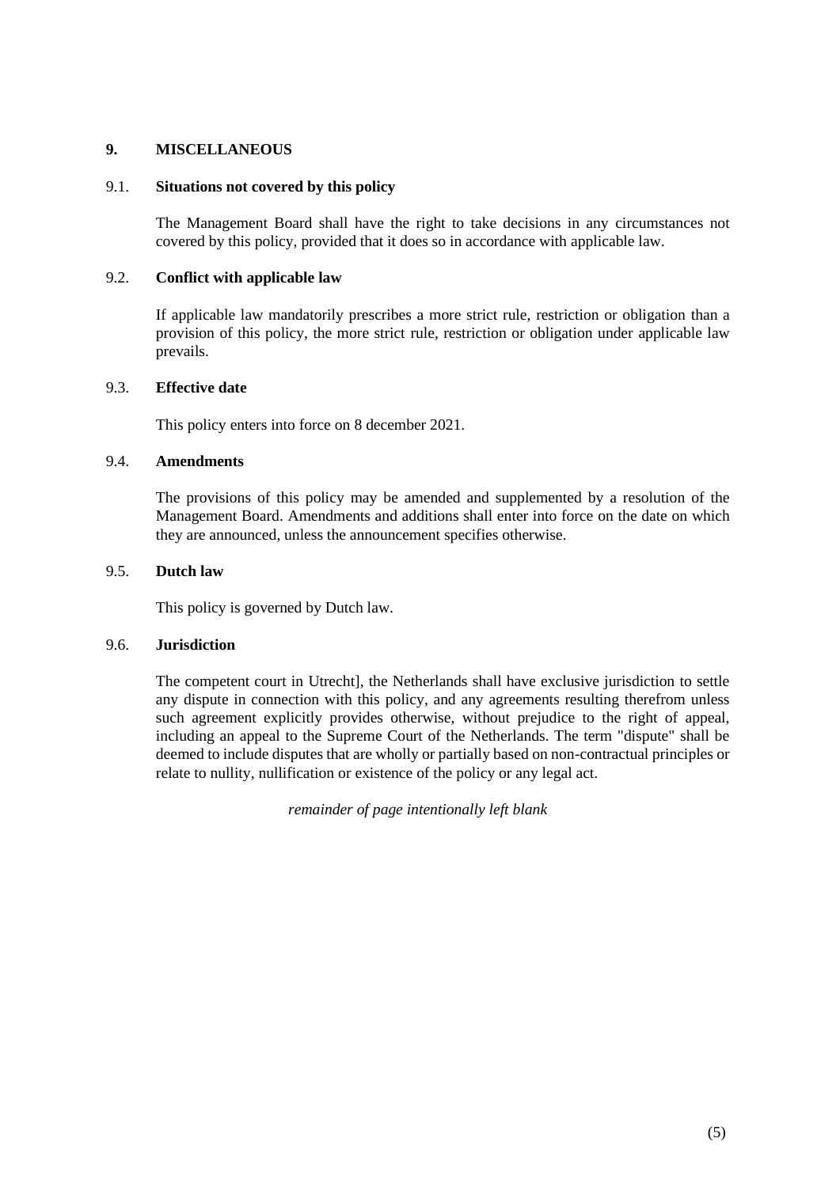## 9. MISCELLANEOUS

### 9.1. Situations not covered by this policy

The Management Board shall have the right to take decisions in any circumstances not covered by this policy, provided that it does so in accordance with applicable law.

### 9.2. Conflict with applicable law

If applicable law mandatorily prescribes a more strict rule, restriction or obligation than a provision of this policy, the more strict rule, restriction or obligation under applicable law prevails.

### 9.3. Effective date

This policy enters into force on 8 december 2021.

### 9.4. Amendments

The provisions of this policy may be amended and supplemented by a resolution of the Management Board. Amendments and additions shall enter into force on the date on which they are announced, unless the announcement specifies otherwise.

### 9.5. Dutch law

This policy is governed by Dutch law.

### 9.6. Jurisdiction

The competent court in Utrecht], the Netherlands shall have exclusive jurisdiction to settle any dispute in connection with this policy, and any agreements resulting therefrom unless such agreement explicitly provides otherwise, without prejudice to the right of appeal, including an appeal to the Supreme Court of the Netherlands. The term "dispute" shall be deemed to include disputes that are wholly or partially based on non-contractual principles or relate to nullity, nullification or existence of the policy or any legal act.

*remainder of page intentionally left blank*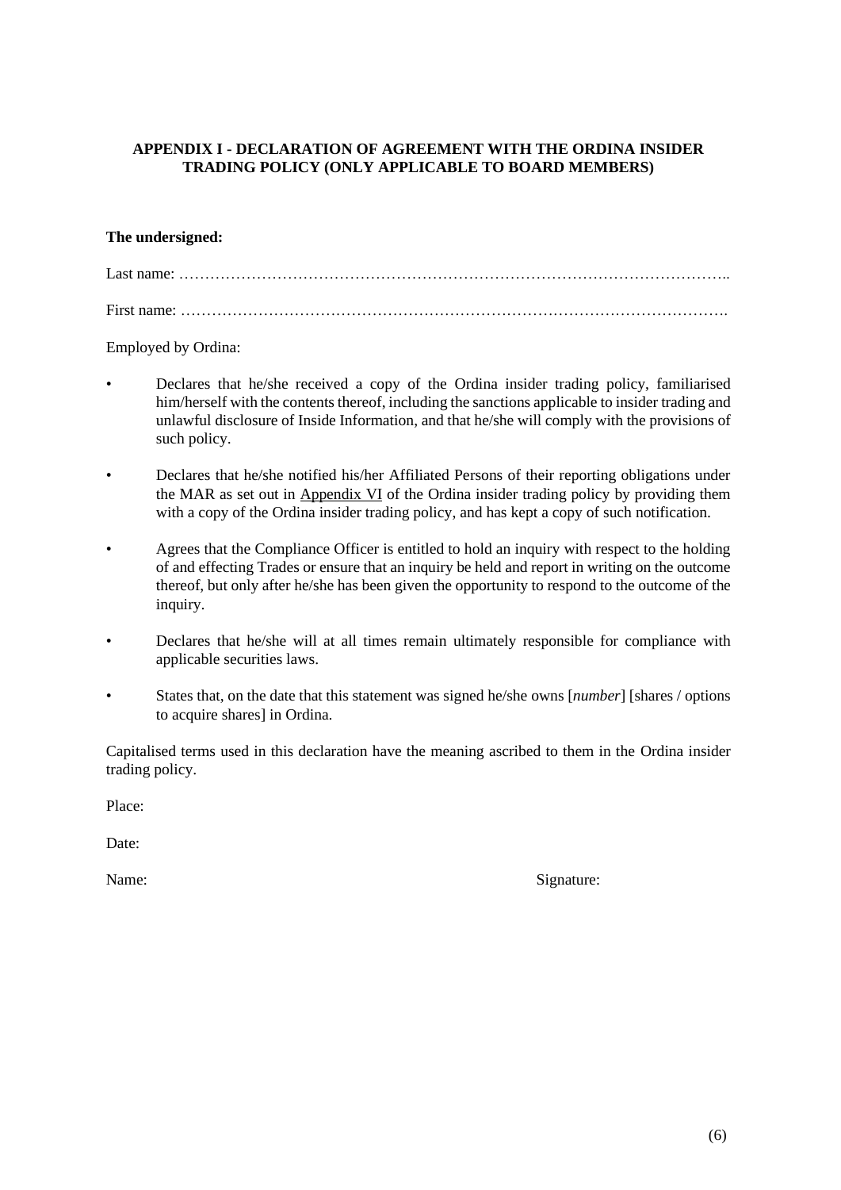## APPENDIX I - DECLARATION OF AGREEMENT WITH THE ORDINA INSIDER TRADING POLICY (ONLY APPLICABLE TO BOARD MEMBERS)

**The undersigned:**

Last name: ………………………………………………………………………………………………..

First name: ……………………………………………………………………………………………….

Employed by Ordina:

- Declares that he/she received a copy of the Ordina insider trading policy, familiarised him/herself with the contents thereof, including the sanctions applicable to insider trading and unlawful disclosure of Inside Information, and that he/she will comply with the provisions of such policy.
- Declares that he/she notified his/her Affiliated Persons of their reporting obligations under the MAR as set out in Appendix VI of the Ordina insider trading policy by providing them with a copy of the Ordina insider trading policy, and has kept a copy of such notification.
- Agrees that the Compliance Officer is entitled to hold an inquiry with respect to the holding of and effecting Trades or ensure that an inquiry be held and report in writing on the outcome thereof, but only after he/she has been given the opportunity to respond to the outcome of the inquiry.
- Declares that he/she will at all times remain ultimately responsible for compliance with applicable securities laws.
- States that, on the date that this statement was signed he/she owns [*number*] [shares / options to acquire shares] in Ordina.

Capitalised terms used in this declaration have the meaning ascribed to them in the Ordina insider trading policy.

Place:

Date:

Name: Signature: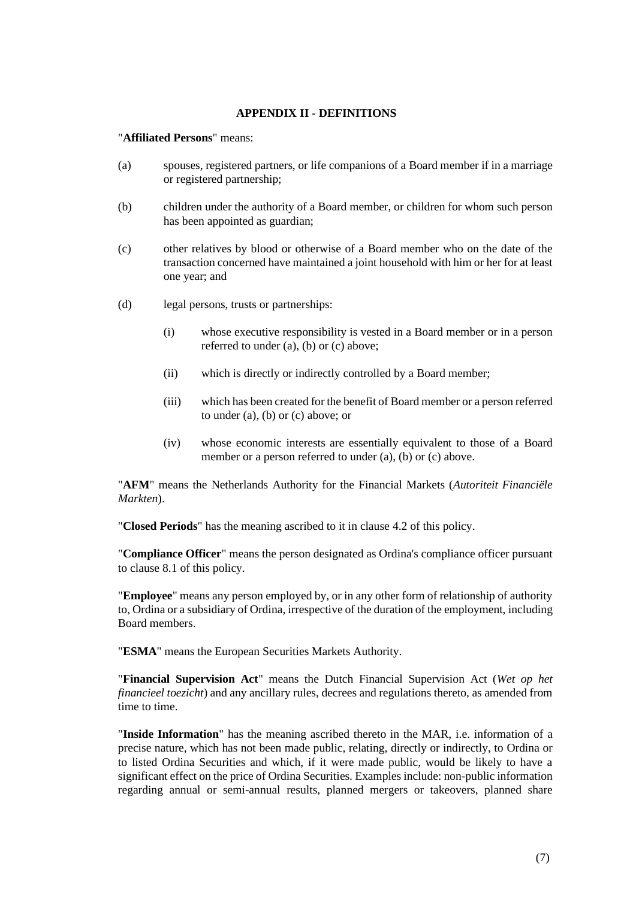## APPENDIX II - DEFINITIONS

"**Affiliated Persons**" means:

(a) spouses, registered partners, or life companions of a Board member if in a marriage or registered partnership;

(b) children under the authority of a Board member, or children for whom such person has been appointed as guardian;

(c) other relatives by blood or otherwise of a Board member who on the date of the transaction concerned have maintained a joint household with him or her for at least one year; and

(d) legal persons, trusts or partnerships:

  (i) whose executive responsibility is vested in a Board member or in a person referred to under (a), (b) or (c) above;

  (ii) which is directly or indirectly controlled by a Board member;

  (iii) which has been created for the benefit of Board member or a person referred to under (a), (b) or (c) above; or

  (iv) whose economic interests are essentially equivalent to those of a Board member or a person referred to under (a), (b) or (c) above.

"**AFM**" means the Netherlands Authority for the Financial Markets (*Autoriteit Financiële Markten*).

"**Closed Periods**" has the meaning ascribed to it in clause 4.2 of this policy.

"**Compliance Officer**" means the person designated as Ordina's compliance officer pursuant to clause 8.1 of this policy.

"**Employee**" means any person employed by, or in any other form of relationship of authority to, Ordina or a subsidiary of Ordina, irrespective of the duration of the employment, including Board members.

"**ESMA**" means the European Securities Markets Authority.

"**Financial Supervision Act**" means the Dutch Financial Supervision Act (*Wet op het financieel toezicht*) and any ancillary rules, decrees and regulations thereto, as amended from time to time.

"**Inside Information**" has the meaning ascribed thereto in the MAR, i.e. information of a precise nature, which has not been made public, relating, directly or indirectly, to Ordina or to listed Ordina Securities and which, if it were made public, would be likely to have a significant effect on the price of Ordina Securities. Examples include: non-public information regarding annual or semi-annual results, planned mergers or takeovers, planned share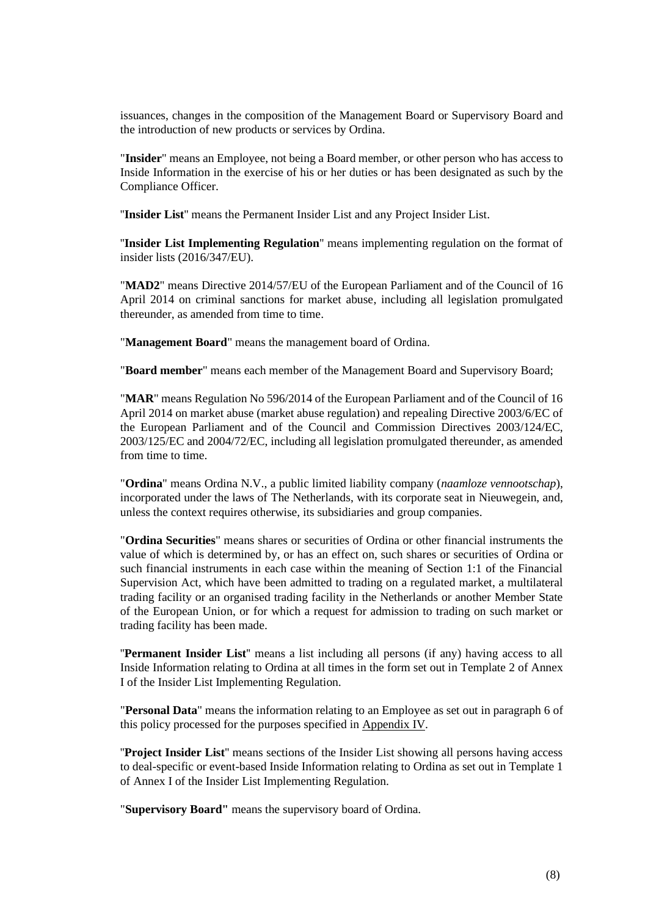issuances, changes in the composition of the Management Board or Supervisory Board and the introduction of new products or services by Ordina.

"**Insider**" means an Employee, not being a Board member, or other person who has access to Inside Information in the exercise of his or her duties or has been designated as such by the Compliance Officer.

"**Insider List**" means the Permanent Insider List and any Project Insider List.

"**Insider List Implementing Regulation**" means implementing regulation on the format of insider lists (2016/347/EU).

"**MAD2**" means Directive 2014/57/EU of the European Parliament and of the Council of 16 April 2014 on criminal sanctions for market abuse, including all legislation promulgated thereunder, as amended from time to time.

"**Management Board**" means the management board of Ordina.

"**Board member**" means each member of the Management Board and Supervisory Board;

"**MAR**" means Regulation No 596/2014 of the European Parliament and of the Council of 16 April 2014 on market abuse (market abuse regulation) and repealing Directive 2003/6/EC of the European Parliament and of the Council and Commission Directives 2003/124/EC, 2003/125/EC and 2004/72/EC, including all legislation promulgated thereunder, as amended from time to time.

"**Ordina**" means Ordina N.V., a public limited liability company (*naamloze vennootschap*), incorporated under the laws of The Netherlands, with its corporate seat in Nieuwegein, and, unless the context requires otherwise, its subsidiaries and group companies.

"**Ordina Securities**" means shares or securities of Ordina or other financial instruments the value of which is determined by, or has an effect on, such shares or securities of Ordina or such financial instruments in each case within the meaning of Section 1:1 of the Financial Supervision Act, which have been admitted to trading on a regulated market, a multilateral trading facility or an organised trading facility in the Netherlands or another Member State of the European Union, or for which a request for admission to trading on such market or trading facility has been made.

"**Permanent Insider List**" means a list including all persons (if any) having access to all Inside Information relating to Ordina at all times in the form set out in Template 2 of Annex I of the Insider List Implementing Regulation.

"**Personal Data**" means the information relating to an Employee as set out in paragraph 6 of this policy processed for the purposes specified in Appendix IV.

"**Project Insider List**" means sections of the Insider List showing all persons having access to deal-specific or event-based Inside Information relating to Ordina as set out in Template 1 of Annex I of the Insider List Implementing Regulation.

"**Supervisory Board"** means the supervisory board of Ordina.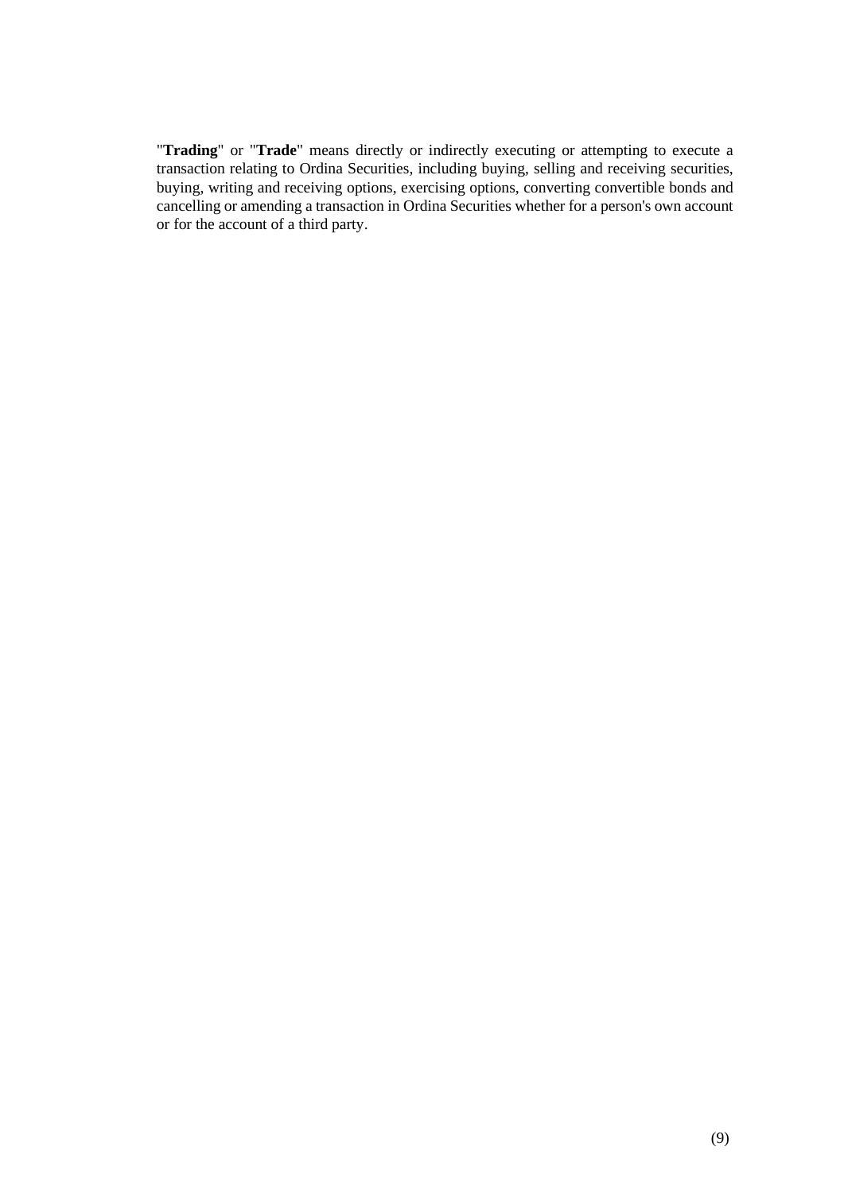"**Trading**" or "**Trade**" means directly or indirectly executing or attempting to execute a transaction relating to Ordina Securities, including buying, selling and receiving securities, buying, writing and receiving options, exercising options, converting convertible bonds and cancelling or amending a transaction in Ordina Securities whether for a person's own account or for the account of a third party.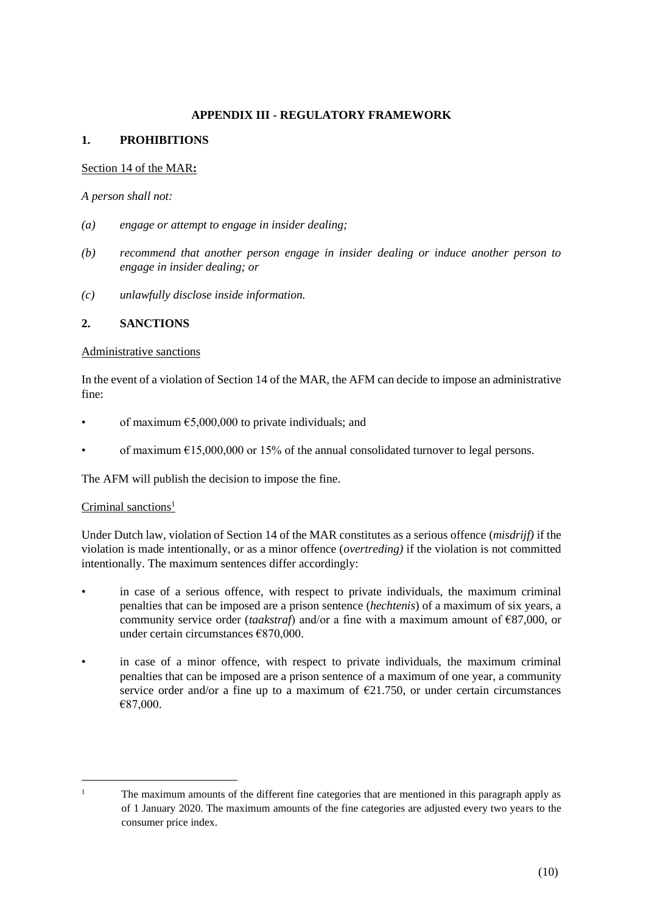## APPENDIX III - REGULATORY FRAMEWORK

### 1. PROHIBITIONS

Section 14 of the MAR**:**

*A person shall not:*

*(a) engage or attempt to engage in insider dealing;*

*(b) recommend that another person engage in insider dealing or induce another person to engage in insider dealing; or*

*(c) unlawfully disclose inside information.*

### 2. SANCTIONS

Administrative sanctions

In the event of a violation of Section 14 of the MAR, the AFM can decide to impose an administrative fine:

- of maximum €5,000,000 to private individuals; and
- of maximum €15,000,000 or 15% of the annual consolidated turnover to legal persons.

The AFM will publish the decision to impose the fine.

Criminal sanctions[1]

Under Dutch law, violation of Section 14 of the MAR constitutes as a serious offence (*misdrijf)* if the violation is made intentionally, or as a minor offence (*overtreding)* if the violation is not committed intentionally. The maximum sentences differ accordingly:

- in case of a serious offence, with respect to private individuals, the maximum criminal penalties that can be imposed are a prison sentence (*hechtenis*) of a maximum of six years, a community service order (*taakstraf*) and/or a fine with a maximum amount of €87,000, or under certain circumstances €870,000.
- in case of a minor offence, with respect to private individuals, the maximum criminal penalties that can be imposed are a prison sentence of a maximum of one year, a community service order and/or a fine up to a maximum of €21.750, or under certain circumstances €87,000.

[1] The maximum amounts of the different fine categories that are mentioned in this paragraph apply as of 1 January 2020. The maximum amounts of the fine categories are adjusted every two years to the consumer price index.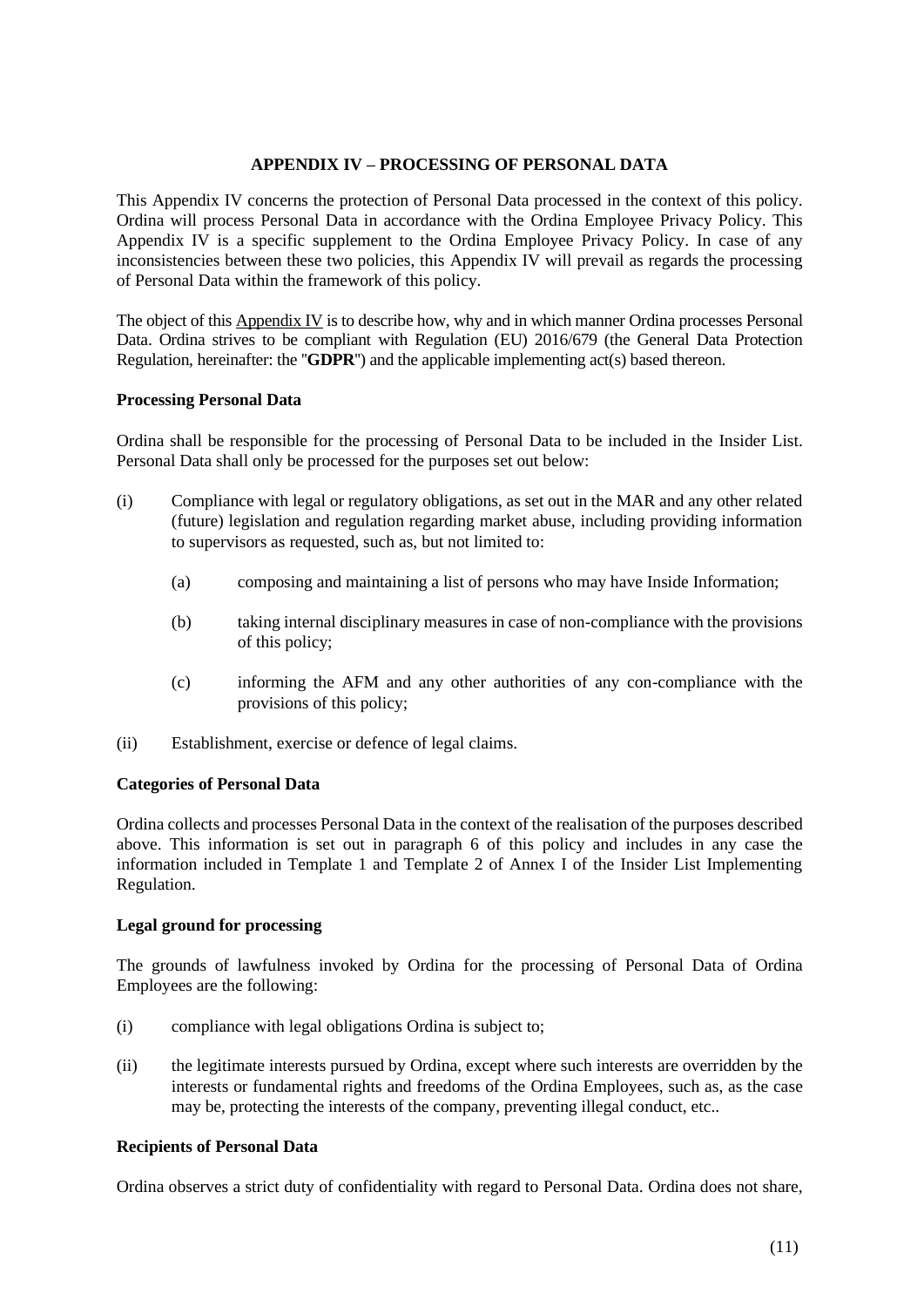## APPENDIX IV – PROCESSING OF PERSONAL DATA

This Appendix IV concerns the protection of Personal Data processed in the context of this policy. Ordina will process Personal Data in accordance with the Ordina Employee Privacy Policy. This Appendix IV is a specific supplement to the Ordina Employee Privacy Policy. In case of any inconsistencies between these two policies, this Appendix IV will prevail as regards the processing of Personal Data within the framework of this policy.

The object of this Appendix IV is to describe how, why and in which manner Ordina processes Personal Data. Ordina strives to be compliant with Regulation (EU) 2016/679 (the General Data Protection Regulation, hereinafter: the "**GDPR**") and the applicable implementing act(s) based thereon.

### Processing Personal Data

Ordina shall be responsible for the processing of Personal Data to be included in the Insider List. Personal Data shall only be processed for the purposes set out below:

(i) Compliance with legal or regulatory obligations, as set out in the MAR and any other related (future) legislation and regulation regarding market abuse, including providing information to supervisors as requested, such as, but not limited to:

 (a) composing and maintaining a list of persons who may have Inside Information;

 (b) taking internal disciplinary measures in case of non-compliance with the provisions of this policy;

 (c) informing the AFM and any other authorities of any con-compliance with the provisions of this policy;

(ii) Establishment, exercise or defence of legal claims.

### Categories of Personal Data

Ordina collects and processes Personal Data in the context of the realisation of the purposes described above. This information is set out in paragraph 6 of this policy and includes in any case the information included in Template 1 and Template 2 of Annex I of the Insider List Implementing Regulation.

### Legal ground for processing

The grounds of lawfulness invoked by Ordina for the processing of Personal Data of Ordina Employees are the following:

(i) compliance with legal obligations Ordina is subject to;

(ii) the legitimate interests pursued by Ordina, except where such interests are overridden by the interests or fundamental rights and freedoms of the Ordina Employees, such as, as the case may be, protecting the interests of the company, preventing illegal conduct, etc..

### Recipients of Personal Data

Ordina observes a strict duty of confidentiality with regard to Personal Data. Ordina does not share,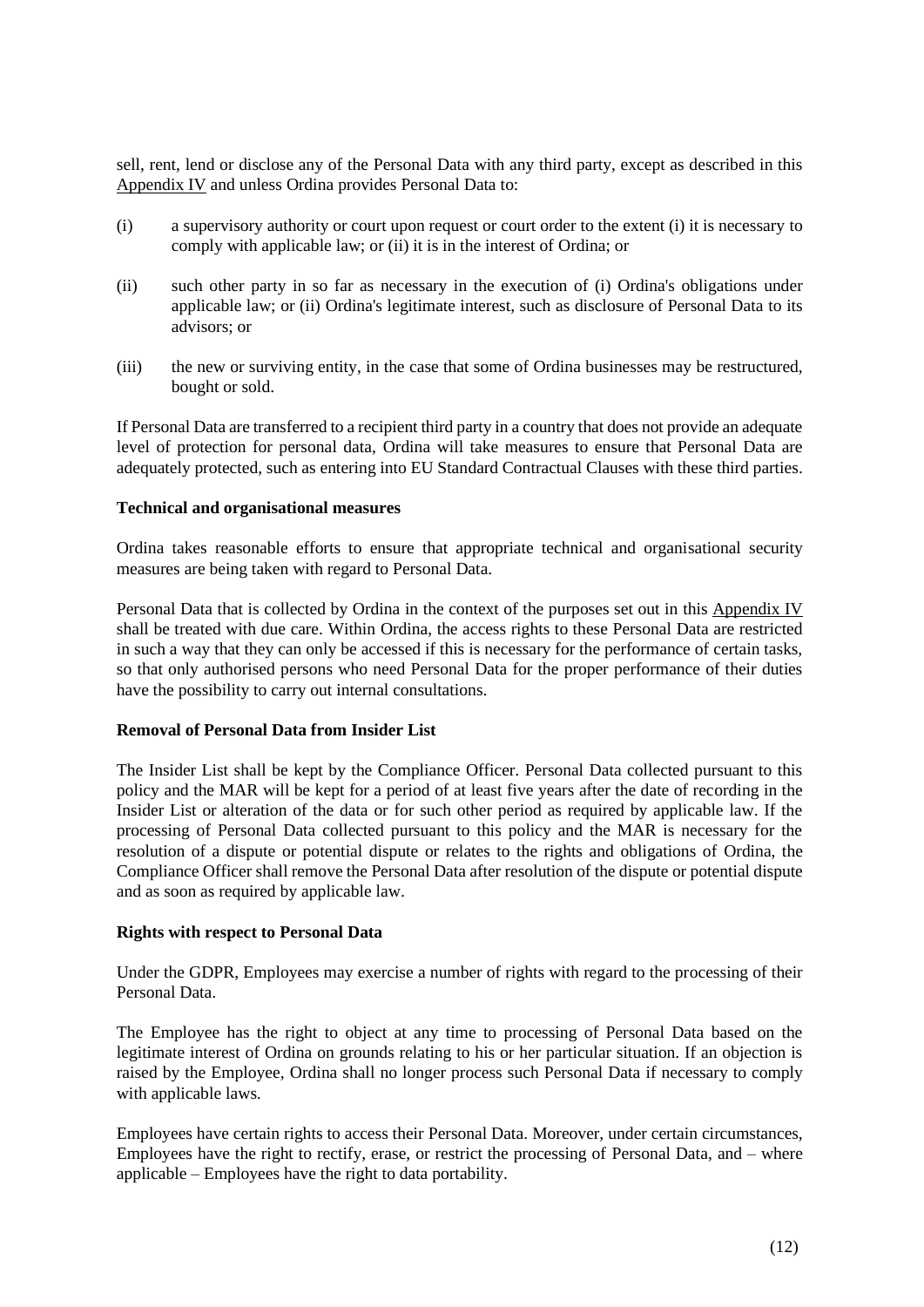sell, rent, lend or disclose any of the Personal Data with any third party, except as described in this Appendix IV and unless Ordina provides Personal Data to:

(i) a supervisory authority or court upon request or court order to the extent (i) it is necessary to comply with applicable law; or (ii) it is in the interest of Ordina; or

(ii) such other party in so far as necessary in the execution of (i) Ordina's obligations under applicable law; or (ii) Ordina's legitimate interest, such as disclosure of Personal Data to its advisors; or

(iii) the new or surviving entity, in the case that some of Ordina businesses may be restructured, bought or sold.

If Personal Data are transferred to a recipient third party in a country that does not provide an adequate level of protection for personal data, Ordina will take measures to ensure that Personal Data are adequately protected, such as entering into EU Standard Contractual Clauses with these third parties.

**Technical and organisational measures**

Ordina takes reasonable efforts to ensure that appropriate technical and organisational security measures are being taken with regard to Personal Data.

Personal Data that is collected by Ordina in the context of the purposes set out in this Appendix IV shall be treated with due care. Within Ordina, the access rights to these Personal Data are restricted in such a way that they can only be accessed if this is necessary for the performance of certain tasks, so that only authorised persons who need Personal Data for the proper performance of their duties have the possibility to carry out internal consultations.

**Removal of Personal Data from Insider List**

The Insider List shall be kept by the Compliance Officer. Personal Data collected pursuant to this policy and the MAR will be kept for a period of at least five years after the date of recording in the Insider List or alteration of the data or for such other period as required by applicable law. If the processing of Personal Data collected pursuant to this policy and the MAR is necessary for the resolution of a dispute or potential dispute or relates to the rights and obligations of Ordina, the Compliance Officer shall remove the Personal Data after resolution of the dispute or potential dispute and as soon as required by applicable law.

**Rights with respect to Personal Data**

Under the GDPR, Employees may exercise a number of rights with regard to the processing of their Personal Data.

The Employee has the right to object at any time to processing of Personal Data based on the legitimate interest of Ordina on grounds relating to his or her particular situation. If an objection is raised by the Employee, Ordina shall no longer process such Personal Data if necessary to comply with applicable laws.

Employees have certain rights to access their Personal Data. Moreover, under certain circumstances, Employees have the right to rectify, erase, or restrict the processing of Personal Data, and – where applicable – Employees have the right to data portability.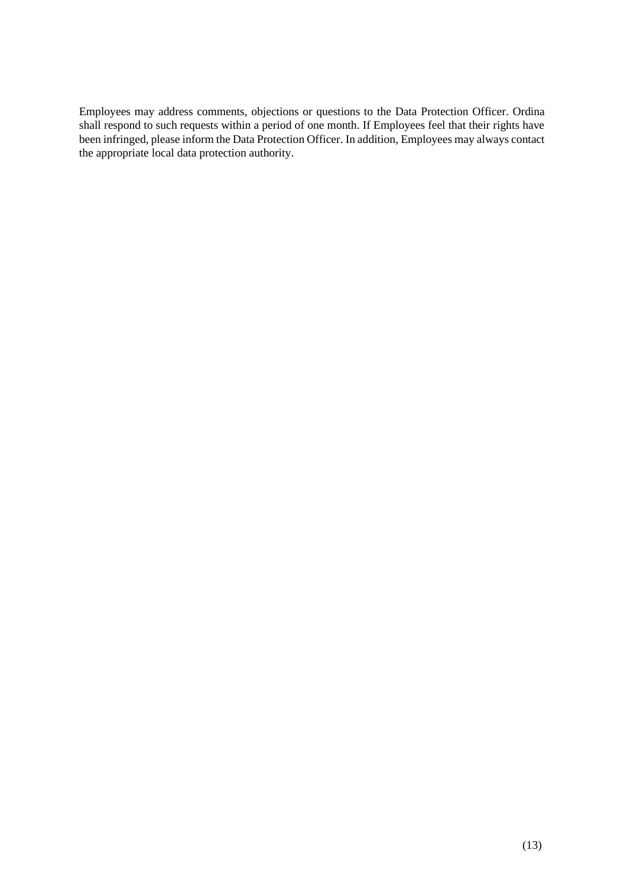Employees may address comments, objections or questions to the Data Protection Officer. Ordina shall respond to such requests within a period of one month. If Employees feel that their rights have been infringed, please inform the Data Protection Officer. In addition, Employees may always contact the appropriate local data protection authority.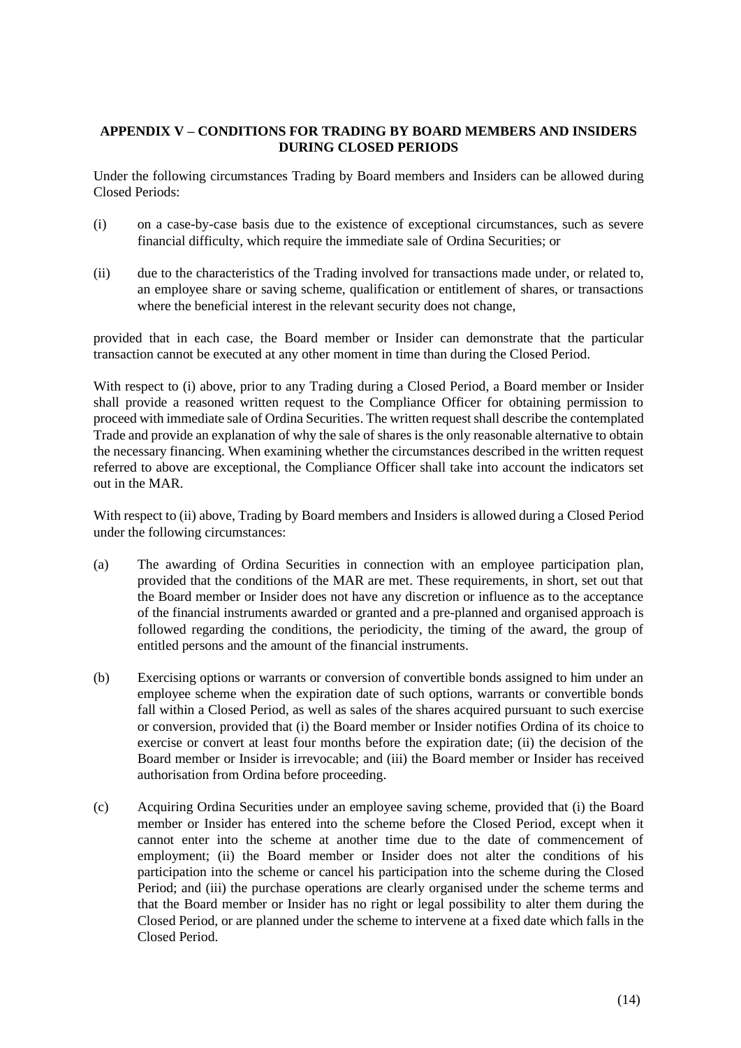## APPENDIX V – CONDITIONS FOR TRADING BY BOARD MEMBERS AND INSIDERS DURING CLOSED PERIODS

Under the following circumstances Trading by Board members and Insiders can be allowed during Closed Periods:

(i) on a case-by-case basis due to the existence of exceptional circumstances, such as severe financial difficulty, which require the immediate sale of Ordina Securities; or

(ii) due to the characteristics of the Trading involved for transactions made under, or related to, an employee share or saving scheme, qualification or entitlement of shares, or transactions where the beneficial interest in the relevant security does not change,

provided that in each case, the Board member or Insider can demonstrate that the particular transaction cannot be executed at any other moment in time than during the Closed Period.

With respect to (i) above, prior to any Trading during a Closed Period, a Board member or Insider shall provide a reasoned written request to the Compliance Officer for obtaining permission to proceed with immediate sale of Ordina Securities. The written request shall describe the contemplated Trade and provide an explanation of why the sale of shares is the only reasonable alternative to obtain the necessary financing. When examining whether the circumstances described in the written request referred to above are exceptional, the Compliance Officer shall take into account the indicators set out in the MAR.

With respect to (ii) above, Trading by Board members and Insiders is allowed during a Closed Period under the following circumstances:

(a) The awarding of Ordina Securities in connection with an employee participation plan, provided that the conditions of the MAR are met. These requirements, in short, set out that the Board member or Insider does not have any discretion or influence as to the acceptance of the financial instruments awarded or granted and a pre-planned and organised approach is followed regarding the conditions, the periodicity, the timing of the award, the group of entitled persons and the amount of the financial instruments.

(b) Exercising options or warrants or conversion of convertible bonds assigned to him under an employee scheme when the expiration date of such options, warrants or convertible bonds fall within a Closed Period, as well as sales of the shares acquired pursuant to such exercise or conversion, provided that (i) the Board member or Insider notifies Ordina of its choice to exercise or convert at least four months before the expiration date; (ii) the decision of the Board member or Insider is irrevocable; and (iii) the Board member or Insider has received authorisation from Ordina before proceeding.

(c) Acquiring Ordina Securities under an employee saving scheme, provided that (i) the Board member or Insider has entered into the scheme before the Closed Period, except when it cannot enter into the scheme at another time due to the date of commencement of employment; (ii) the Board member or Insider does not alter the conditions of his participation into the scheme or cancel his participation into the scheme during the Closed Period; and (iii) the purchase operations are clearly organised under the scheme terms and that the Board member or Insider has no right or legal possibility to alter them during the Closed Period, or are planned under the scheme to intervene at a fixed date which falls in the Closed Period.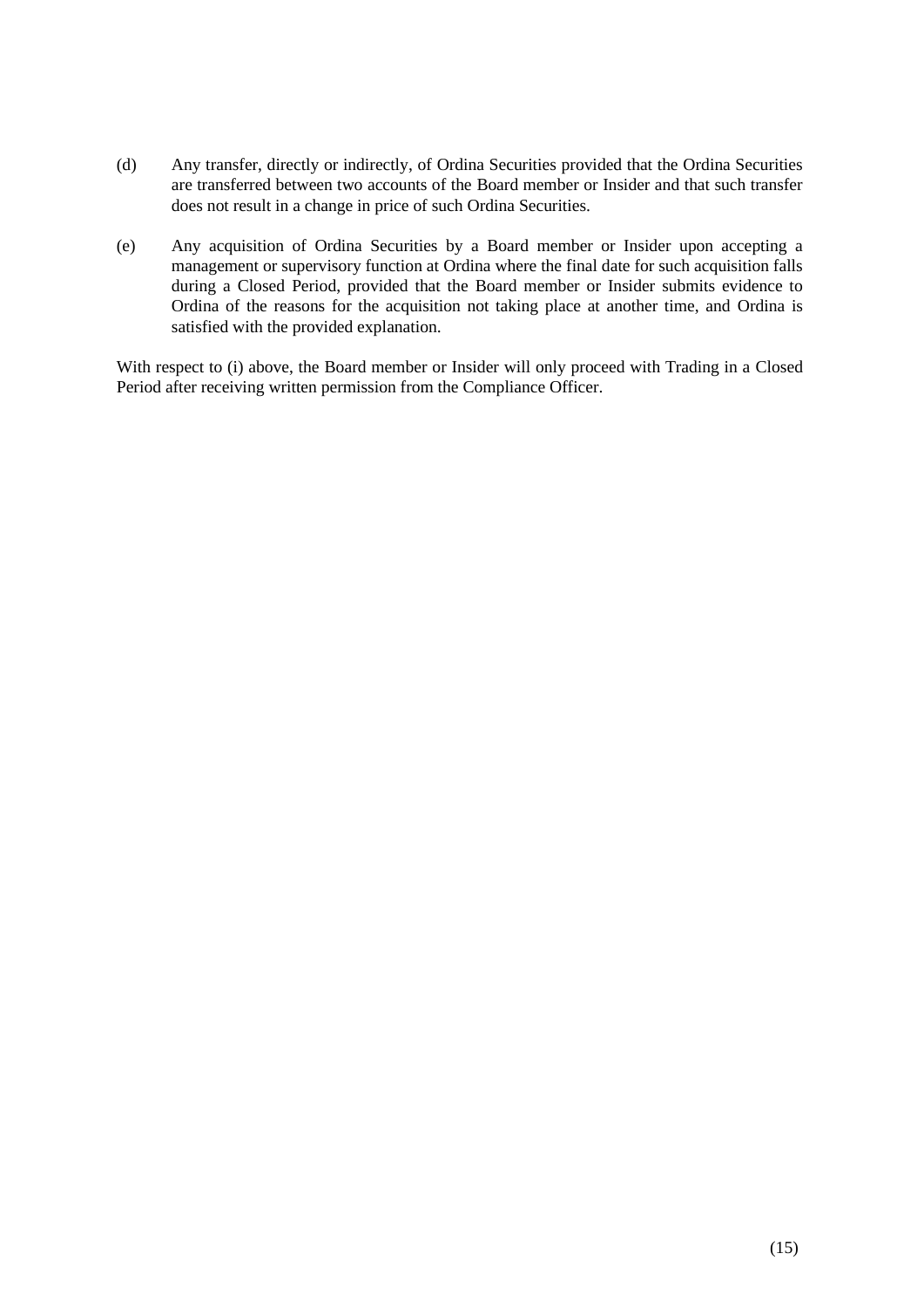(d) Any transfer, directly or indirectly, of Ordina Securities provided that the Ordina Securities are transferred between two accounts of the Board member or Insider and that such transfer does not result in a change in price of such Ordina Securities.

(e) Any acquisition of Ordina Securities by a Board member or Insider upon accepting a management or supervisory function at Ordina where the final date for such acquisition falls during a Closed Period, provided that the Board member or Insider submits evidence to Ordina of the reasons for the acquisition not taking place at another time, and Ordina is satisfied with the provided explanation.

With respect to (i) above, the Board member or Insider will only proceed with Trading in a Closed Period after receiving written permission from the Compliance Officer.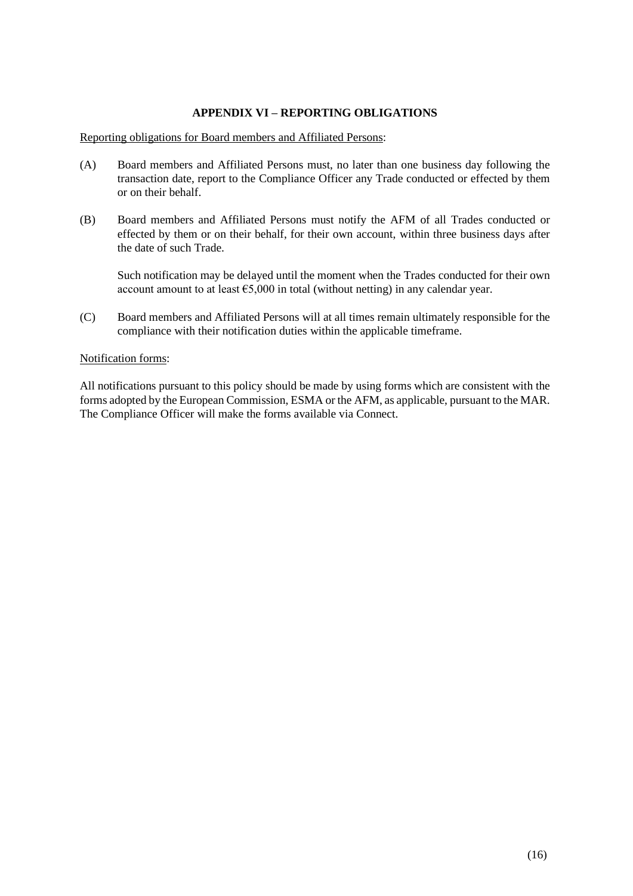## APPENDIX VI – REPORTING OBLIGATIONS

Reporting obligations for Board members and Affiliated Persons:

(A) Board members and Affiliated Persons must, no later than one business day following the transaction date, report to the Compliance Officer any Trade conducted or effected by them or on their behalf.

(B) Board members and Affiliated Persons must notify the AFM of all Trades conducted or effected by them or on their behalf, for their own account, within three business days after the date of such Trade.

Such notification may be delayed until the moment when the Trades conducted for their own account amount to at least €5,000 in total (without netting) in any calendar year.

(C) Board members and Affiliated Persons will at all times remain ultimately responsible for the compliance with their notification duties within the applicable timeframe.

Notification forms:

All notifications pursuant to this policy should be made by using forms which are consistent with the forms adopted by the European Commission, ESMA or the AFM, as applicable, pursuant to the MAR. The Compliance Officer will make the forms available via Connect.